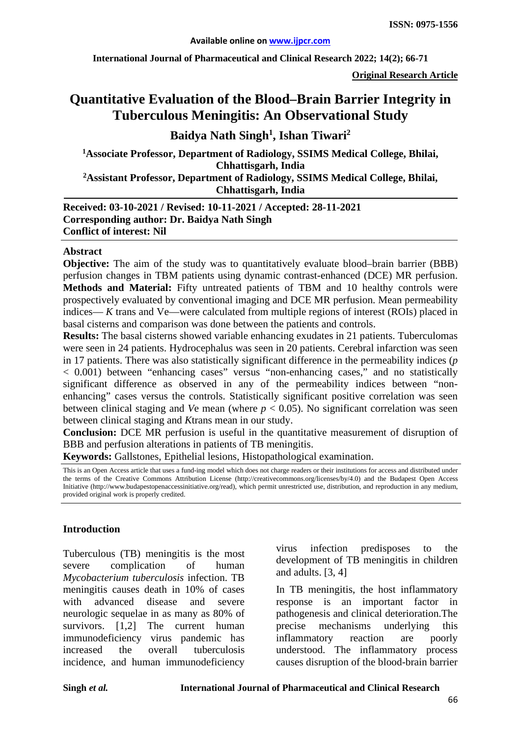ISSN: 0975-1556

Available online on www.ijpcr.com

International Journal of Pharmaceutical and Clinical Research 2022; 14(2); 66-71

**Original Research Article**

# Quantitative Evaluation of the Blood–Brain Barrier Integrity in Tuberculous Meningitis: An Observational Study

**Baidya Nath Singh[1], Ishan Tiwari[2]**

[1]Associate Professor, Department of Radiology, SSIMS Medical College, Bhilai, Chhattisgarh, India

[2]Assistant Professor, Department of Radiology, SSIMS Medical College, Bhilai, Chhattisgarh, India

**Received: 03-10-2021 / Revised: 10-11-2021 / Accepted: 28-11-2021**
**Corresponding author: Dr. Baidya Nath Singh**
**Conflict of interest: Nil**

## Abstract

**Objective:** The aim of the study was to quantitatively evaluate blood–brain barrier (BBB) perfusion changes in TBM patients using dynamic contrast-enhanced (DCE) MR perfusion.

**Methods and Material:** Fifty untreated patients of TBM and 10 healthy controls were prospectively evaluated by conventional imaging and DCE MR perfusion. Mean permeability indices— *K* trans and Ve—were calculated from multiple regions of interest (ROIs) placed in basal cisterns and comparison was done between the patients and controls.

**Results:** The basal cisterns showed variable enhancing exudates in 21 patients. Tuberculomas were seen in 24 patients. Hydrocephalus was seen in 20 patients. Cerebral infarction was seen in 17 patients. There was also statistically significant difference in the permeability indices ($p < 0.001$) between "enhancing cases" versus "non-enhancing cases," and no statistically significant difference as observed in any of the permeability indices between "non-enhancing" cases versus the controls. Statistically significant positive correlation was seen between clinical staging and *V*e mean (where $p < 0.05$). No significant correlation was seen between clinical staging and *K*trans mean in our study.

**Conclusion:** DCE MR perfusion is useful in the quantitative measurement of disruption of BBB and perfusion alterations in patients of TB meningitis.

**Keywords:** Gallstones, Epithelial lesions, Histopathological examination.

This is an Open Access article that uses a fund-ing model which does not charge readers or their institutions for access and distributed under the terms of the Creative Commons Attribution License (http://creativecommons.org/licenses/by/4.0) and the Budapest Open Access Initiative (http://www.budapestopenaccessinitiative.org/read), which permit unrestricted use, distribution, and reproduction in any medium, provided original work is properly credited.

## Introduction

Tuberculous (TB) meningitis is the most severe complication of human *Mycobacterium tuberculosis* infection. TB meningitis causes death in 10% of cases with advanced disease and severe neurologic sequelae in as many as 80% of survivors. [1,2] The current human immunodeficiency virus pandemic has increased the overall tuberculosis incidence, and human immunodeficiency virus infection predisposes to the development of TB meningitis in children and adults. [3, 4]

In TB meningitis, the host inflammatory response is an important factor in pathogenesis and clinical deterioration.The precise mechanisms underlying this inflammatory reaction are poorly understood. The inflammatory process causes disruption of the blood-brain barrier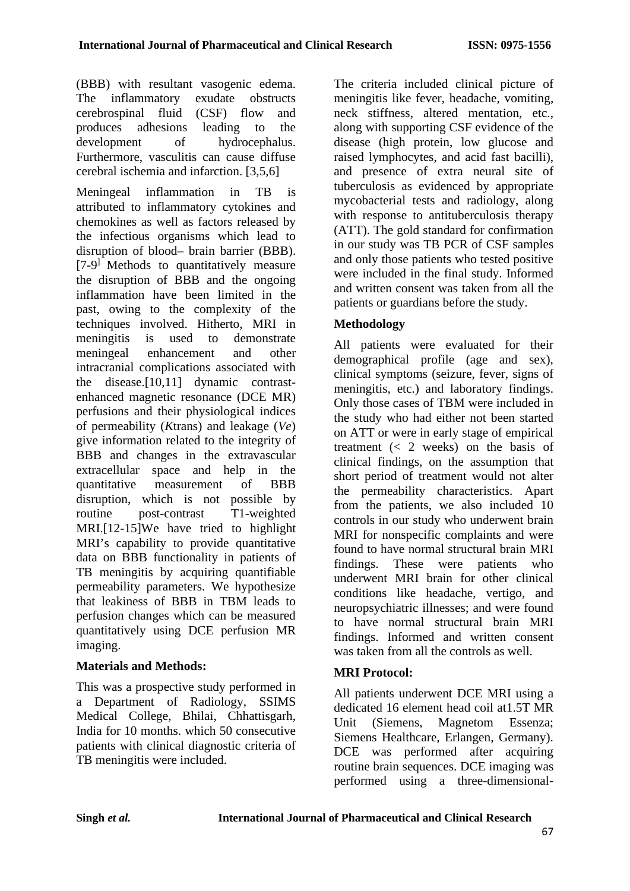(BBB) with resultant vasogenic edema. The inflammatory exudate obstructs cerebrospinal fluid (CSF) flow and produces adhesions leading to the development of hydrocephalus. Furthermore, vasculitis can cause diffuse cerebral ischemia and infarction. [3,5,6]

Meningeal inflammation in TB is attributed to inflammatory cytokines and chemokines as well as factors released by the infectious organisms which lead to disruption of blood– brain barrier (BBB). [7-9] Methods to quantitatively measure the disruption of BBB and the ongoing inflammation have been limited in the past, owing to the complexity of the techniques involved. Hitherto, MRI in meningitis is used to demonstrate meningeal enhancement and other intracranial complications associated with the disease.[10,11] dynamic contrast-enhanced magnetic resonance (DCE MR) perfusions and their physiological indices of permeability (*K*trans) and leakage (*Ve*) give information related to the integrity of BBB and changes in the extravascular extracellular space and help in the quantitative measurement of BBB disruption, which is not possible by routine post-contrast T1-weighted MRI.[12-15]We have tried to highlight MRI's capability to provide quantitative data on BBB functionality in patients of TB meningitis by acquiring quantifiable permeability parameters. We hypothesize that leakiness of BBB in TBM leads to perfusion changes which can be measured quantitatively using DCE perfusion MR imaging.

## Materials and Methods:

This was a prospective study performed in a Department of Radiology, SSIMS Medical College, Bhilai, Chhattisgarh, India for 10 months. which 50 consecutive patients with clinical diagnostic criteria of TB meningitis were included.

The criteria included clinical picture of meningitis like fever, headache, vomiting, neck stiffness, altered mentation, etc., along with supporting CSF evidence of the disease (high protein, low glucose and raised lymphocytes, and acid fast bacilli), and presence of extra neural site of tuberculosis as evidenced by appropriate mycobacterial tests and radiology, along with response to antituberculosis therapy (ATT). The gold standard for confirmation in our study was TB PCR of CSF samples and only those patients who tested positive were included in the final study. Informed and written consent was taken from all the patients or guardians before the study.

### Methodology

All patients were evaluated for their demographical profile (age and sex), clinical symptoms (seizure, fever, signs of meningitis, etc.) and laboratory findings. Only those cases of TBM were included in the study who had either not been started on ATT or were in early stage of empirical treatment (< 2 weeks) on the basis of clinical findings, on the assumption that short period of treatment would not alter the permeability characteristics. Apart from the patients, we also included 10 controls in our study who underwent brain MRI for nonspecific complaints and were found to have normal structural brain MRI findings. These were patients who underwent MRI brain for other clinical conditions like headache, vertigo, and neuropsychiatric illnesses; and were found to have normal structural brain MRI findings. Informed and written consent was taken from all the controls as well.

### MRI Protocol:

All patients underwent DCE MRI using a dedicated 16 element head coil at1.5T MR Unit (Siemens, Magnetom Essenza; Siemens Healthcare, Erlangen, Germany). DCE was performed after acquiring routine brain sequences. DCE imaging was performed using a three-dimensional-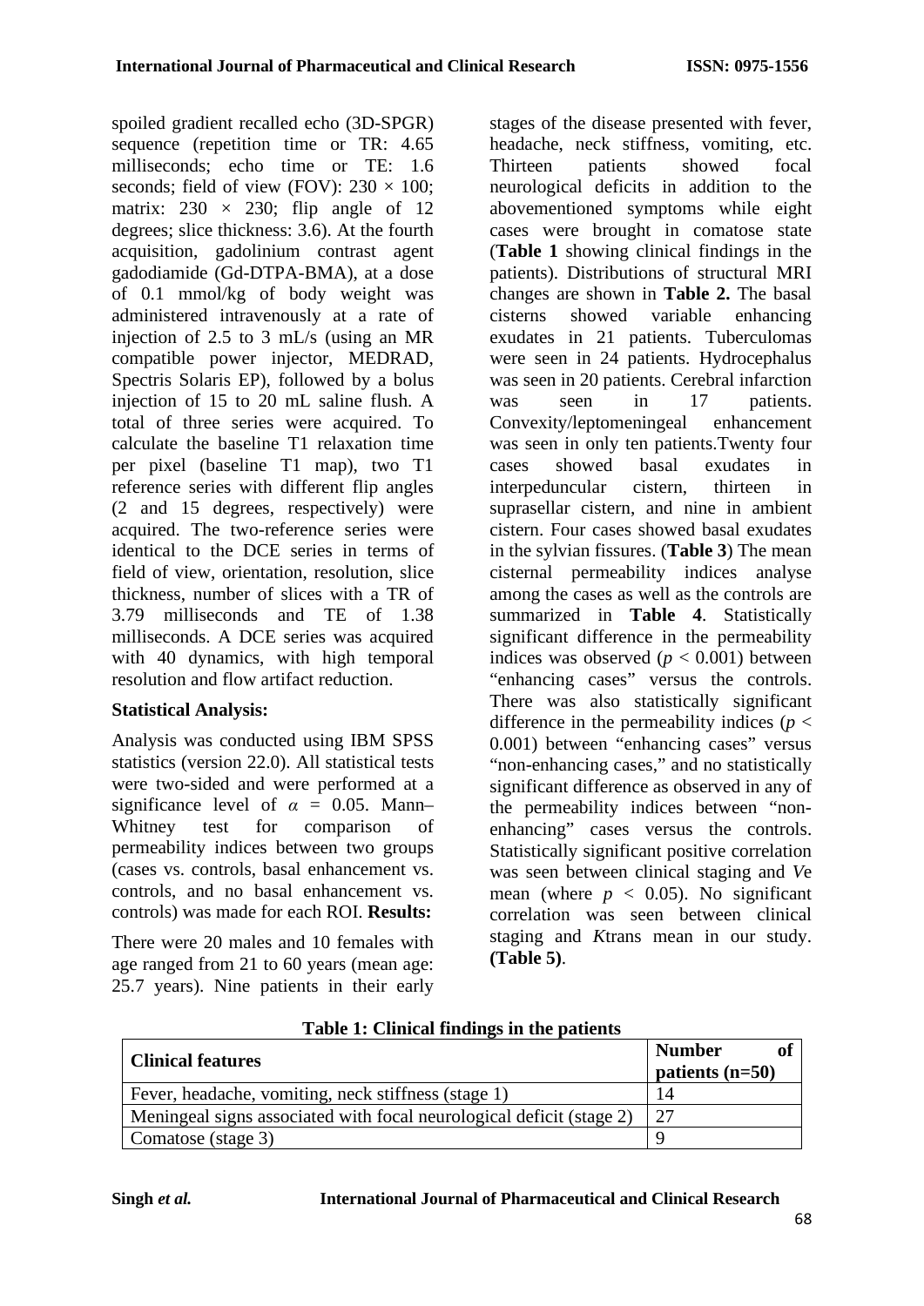spoiled gradient recalled echo (3D-SPGR) sequence (repetition time or TR: 4.65 milliseconds; echo time or TE: 1.6 seconds; field of view (FOV): 230 × 100; matrix: 230 × 230; flip angle of 12 degrees; slice thickness: 3.6). At the fourth acquisition, gadolinium contrast agent gadodiamide (Gd-DTPA-BMA), at a dose of 0.1 mmol/kg of body weight was administered intravenously at a rate of injection of 2.5 to 3 mL/s (using an MR compatible power injector, MEDRAD, Spectris Solaris EP), followed by a bolus injection of 15 to 20 mL saline flush. A total of three series were acquired. To calculate the baseline T1 relaxation time per pixel (baseline T1 map), two T1 reference series with different flip angles (2 and 15 degrees, respectively) were acquired. The two-reference series were identical to the DCE series in terms of field of view, orientation, resolution, slice thickness, number of slices with a TR of 3.79 milliseconds and TE of 1.38 milliseconds. A DCE series was acquired with 40 dynamics, with high temporal resolution and flow artifact reduction.

**Statistical Analysis:**

Analysis was conducted using IBM SPSS statistics (version 22.0). All statistical tests were two-sided and were performed at a significance level of $\alpha = 0.05$. Mann–Whitney test for comparison of permeability indices between two groups (cases vs. controls, basal enhancement vs. controls, and no basal enhancement vs. controls) was made for each ROI. **Results:**

There were 20 males and 10 females with age ranged from 21 to 60 years (mean age: 25.7 years). Nine patients in their early stages of the disease presented with fever, headache, neck stiffness, vomiting, etc. Thirteen patients showed focal neurological deficits in addition to the abovementioned symptoms while eight cases were brought in comatose state (**Table 1** showing clinical findings in the patients). Distributions of structural MRI changes are shown in **Table 2.** The basal cisterns showed variable enhancing exudates in 21 patients. Tuberculomas were seen in 24 patients. Hydrocephalus was seen in 20 patients. Cerebral infarction was seen in 17 patients. Convexity/leptomeningeal enhancement was seen in only ten patients.Twenty four cases showed basal exudates in interpeduncular cistern, thirteen in suprasellar cistern, and nine in ambient cistern. Four cases showed basal exudates in the sylvian fissures. (**Table 3**) The mean cisternal permeability indices analyse among the cases as well as the controls are summarized in **Table 4**. Statistically significant difference in the permeability indices was observed ($p < 0.001$) between "enhancing cases" versus the controls. There was also statistically significant difference in the permeability indices ($p < 0.001$) between "enhancing cases" versus "non-enhancing cases," and no statistically significant difference as observed in any of the permeability indices between "non-enhancing" cases versus the controls. Statistically significant positive correlation was seen between clinical staging and *V*e mean (where $p < 0.05$). No significant correlation was seen between clinical staging and *K*trans mean in our study. **(Table 5)**.

**Table 1: Clinical findings in the patients**

| Clinical features | Number of patients (n=50) |
|---|---|
| Fever, headache, vomiting, neck stiffness (stage 1) | 14 |
| Meningeal signs associated with focal neurological deficit (stage 2) | 27 |
| Comatose (stage 3) | 9 |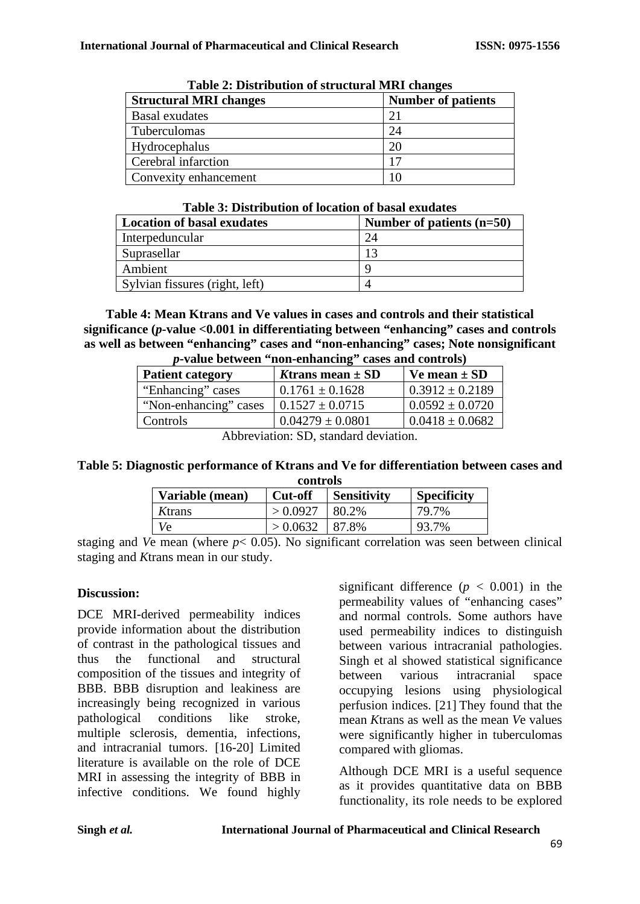**Table 2: Distribution of structural MRI changes**

| Structural MRI changes | Number of patients |
|---|---|
| Basal exudates | 21 |
| Tuberculomas | 24 |
| Hydrocephalus | 20 |
| Cerebral infarction | 17 |
| Convexity enhancement | 10 |

**Table 3: Distribution of location of basal exudates**

| Location of basal exudates | Number of patients (n=50) |
|---|---|
| Interpeduncular | 24 |
| Suprasellar | 13 |
| Ambient | 9 |
| Sylvian fissures (right, left) | 4 |

**Table 4: Mean Ktrans and Ve values in cases and controls and their statistical significance (*p*-value <0.001 in differentiating between "enhancing" cases and controls as well as between "enhancing" cases and "non-enhancing" cases; Note nonsignificant *p*-value between "non-enhancing" cases and controls)**

| Patient category | *K*trans mean ± SD | Ve mean ± SD |
|---|---|---|
| "Enhancing" cases | 0.1761 ± 0.1628 | 0.3912 ± 0.2189 |
| "Non-enhancing" cases | 0.1527 ± 0.0715 | 0.0592 ± 0.0720 |
| Controls | 0.04279 ± 0.0801 | 0.0418 ± 0.0682 |

Abbreviation: SD, standard deviation.

**Table 5: Diagnostic performance of Ktrans and Ve for differentiation between cases and controls**

| Variable (mean) | Cut-off | Sensitivity | Specificity |
|---|---|---|---|
| *K*trans | > 0.0927 | 80.2% | 79.7% |
| *V*e | > 0.0632 | 87.8% | 93.7% |

staging and *V*e mean (where $p < 0.05$). No significant correlation was seen between clinical staging and *K*trans mean in our study.

**Discussion:**

DCE MRI-derived permeability indices provide information about the distribution of contrast in the pathological tissues and thus the functional and structural composition of the tissues and integrity of BBB. BBB disruption and leakiness are increasingly being recognized in various pathological conditions like stroke, multiple sclerosis, dementia, infections, and intracranial tumors. [16-20] Limited literature is available on the role of DCE MRI in assessing the integrity of BBB in infective conditions. We found highly significant difference ($p < 0.001$) in the permeability values of "enhancing cases" and normal controls. Some authors have used permeability indices to distinguish between various intracranial pathologies. Singh et al showed statistical significance between various intracranial space occupying lesions using physiological perfusion indices. [21] They found that the mean *K*trans as well as the mean *V*e values were significantly higher in tuberculomas compared with gliomas.

Although DCE MRI is a useful sequence as it provides quantitative data on BBB functionality, its role needs to be explored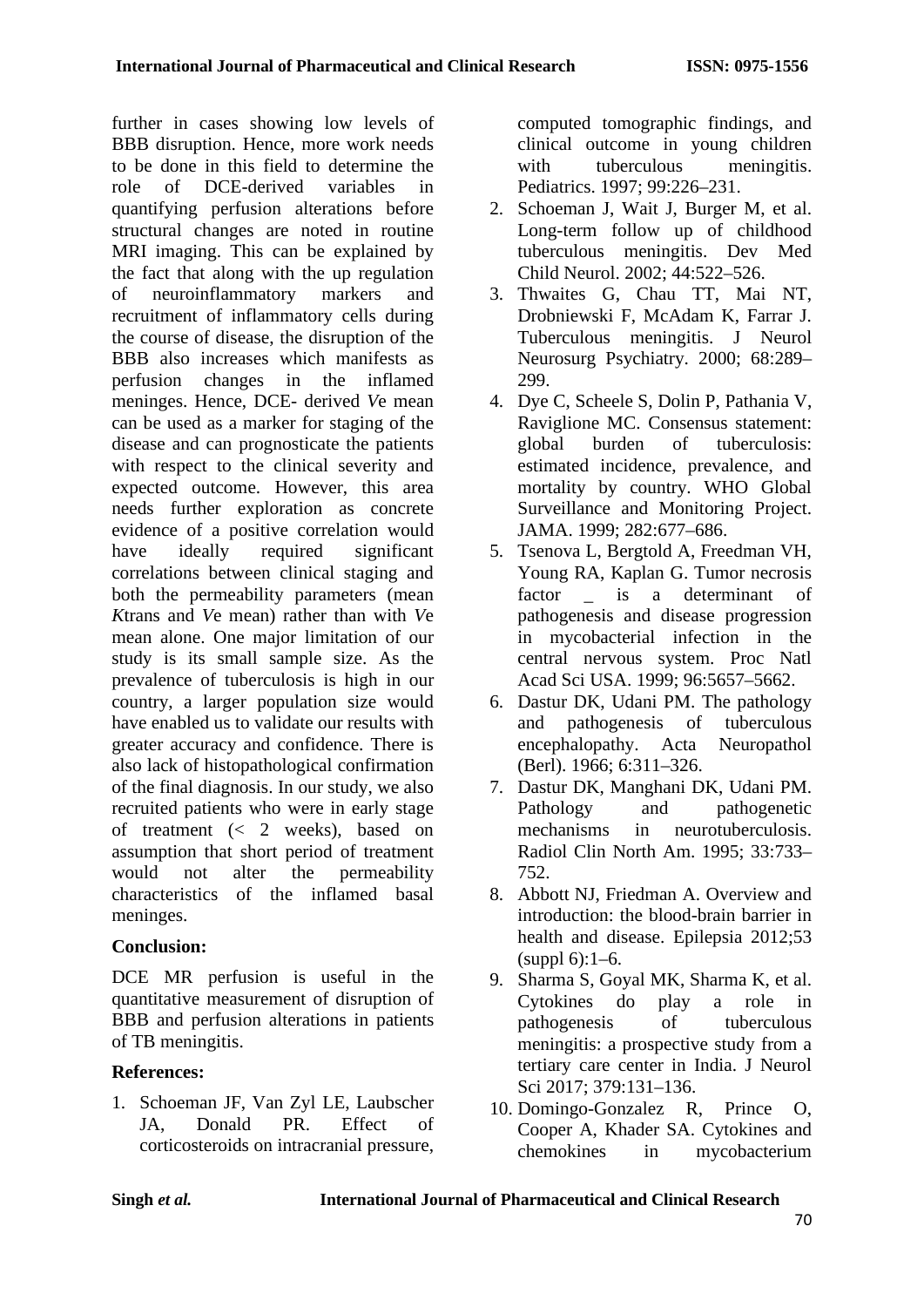further in cases showing low levels of BBB disruption. Hence, more work needs to be done in this field to determine the role of DCE-derived variables in quantifying perfusion alterations before structural changes are noted in routine MRI imaging. This can be explained by the fact that along with the up regulation of neuroinflammatory markers and recruitment of inflammatory cells during the course of disease, the disruption of the BBB also increases which manifests as perfusion changes in the inflamed meninges. Hence, DCE- derived *V*e mean can be used as a marker for staging of the disease and can prognosticate the patients with respect to the clinical severity and expected outcome. However, this area needs further exploration as concrete evidence of a positive correlation would have ideally required significant correlations between clinical staging and both the permeability parameters (mean *K*trans and *V*e mean) rather than with *V*e mean alone. One major limitation of our study is its small sample size. As the prevalence of tuberculosis is high in our country, a larger population size would have enabled us to validate our results with greater accuracy and confidence. There is also lack of histopathological confirmation of the final diagnosis. In our study, we also recruited patients who were in early stage of treatment (< 2 weeks), based on assumption that short period of treatment would not alter the permeability characteristics of the inflamed basal meninges.

## Conclusion:

DCE MR perfusion is useful in the quantitative measurement of disruption of BBB and perfusion alterations in patients of TB meningitis.

## References:

1. Schoeman JF, Van Zyl LE, Laubscher JA, Donald PR. Effect of corticosteroids on intracranial pressure, computed tomographic findings, and clinical outcome in young children with tuberculous meningitis. Pediatrics. 1997; 99:226–231.
2. Schoeman J, Wait J, Burger M, et al. Long-term follow up of childhood tuberculous meningitis. Dev Med Child Neurol. 2002; 44:522–526.
3. Thwaites G, Chau TT, Mai NT, Drobniewski F, McAdam K, Farrar J. Tuberculous meningitis. J Neurol Neurosurg Psychiatry. 2000; 68:289–299.
4. Dye C, Scheele S, Dolin P, Pathania V, Raviglione MC. Consensus statement: global burden of tuberculosis: estimated incidence, prevalence, and mortality by country. WHO Global Surveillance and Monitoring Project. JAMA. 1999; 282:677–686.
5. Tsenova L, Bergtold A, Freedman VH, Young RA, Kaplan G. Tumor necrosis factor _ is a determinant of pathogenesis and disease progression in mycobacterial infection in the central nervous system. Proc Natl Acad Sci USA. 1999; 96:5657–5662.
6. Dastur DK, Udani PM. The pathology and pathogenesis of tuberculous encephalopathy. Acta Neuropathol (Berl). 1966; 6:311–326.
7. Dastur DK, Manghani DK, Udani PM. Pathology and pathogenetic mechanisms in neurotuberculosis. Radiol Clin North Am. 1995; 33:733–752.
8. Abbott NJ, Friedman A. Overview and introduction: the blood-brain barrier in health and disease. Epilepsia 2012;53 (suppl 6):1–6.
9. Sharma S, Goyal MK, Sharma K, et al. Cytokines do play a role in pathogenesis of tuberculous meningitis: a prospective study from a tertiary care center in India. J Neurol Sci 2017; 379:131–136.
10. Domingo-Gonzalez R, Prince O, Cooper A, Khader SA. Cytokines and chemokines in mycobacterium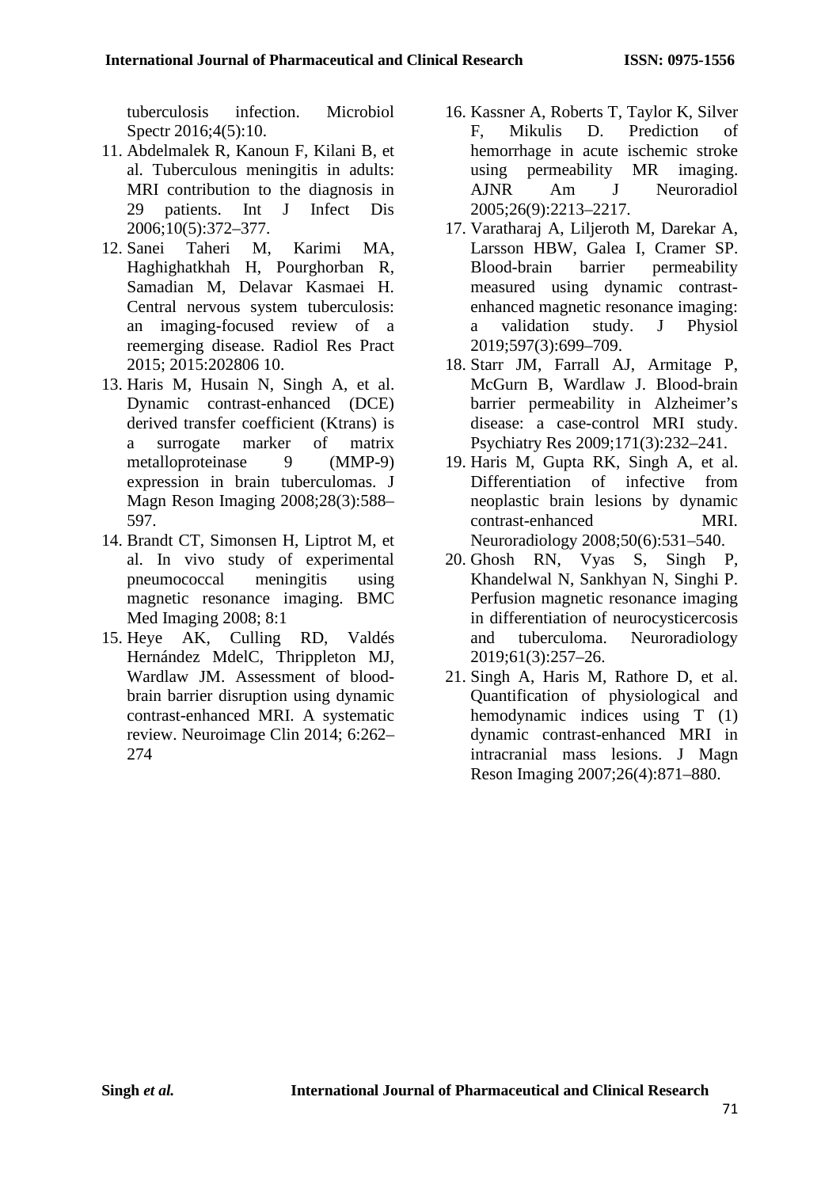tuberculosis infection. Microbiol Spectr 2016;4(5):10.

11. Abdelmalek R, Kanoun F, Kilani B, et al. Tuberculous meningitis in adults: MRI contribution to the diagnosis in 29 patients. Int J Infect Dis 2006;10(5):372–377.
12. Sanei Taheri M, Karimi MA, Haghighatkhah H, Pourghorban R, Samadian M, Delavar Kasmaei H. Central nervous system tuberculosis: an imaging-focused review of a reemerging disease. Radiol Res Pract 2015; 2015:202806 10.
13. Haris M, Husain N, Singh A, et al. Dynamic contrast-enhanced (DCE) derived transfer coefficient (Ktrans) is a surrogate marker of matrix metalloproteinase 9 (MMP-9) expression in brain tuberculomas. J Magn Reson Imaging 2008;28(3):588–597.
14. Brandt CT, Simonsen H, Liptrot M, et al. In vivo study of experimental pneumococcal meningitis using magnetic resonance imaging. BMC Med Imaging 2008; 8:1
15. Heye AK, Culling RD, Valdés Hernández MdelC, Thrippleton MJ, Wardlaw JM. Assessment of blood-brain barrier disruption using dynamic contrast-enhanced MRI. A systematic review. Neuroimage Clin 2014; 6:262–274
16. Kassner A, Roberts T, Taylor K, Silver F, Mikulis D. Prediction of hemorrhage in acute ischemic stroke using permeability MR imaging. AJNR Am J Neuroradiol 2005;26(9):2213–2217.
17. Varatharaj A, Liljeroth M, Darekar A, Larsson HBW, Galea I, Cramer SP. Blood-brain barrier permeability measured using dynamic contrast-enhanced magnetic resonance imaging: a validation study. J Physiol 2019;597(3):699–709.
18. Starr JM, Farrall AJ, Armitage P, McGurn B, Wardlaw J. Blood-brain barrier permeability in Alzheimer's disease: a case-control MRI study. Psychiatry Res 2009;171(3):232–241.
19. Haris M, Gupta RK, Singh A, et al. Differentiation of infective from neoplastic brain lesions by dynamic contrast-enhanced MRI. Neuroradiology 2008;50(6):531–540.
20. Ghosh RN, Vyas S, Singh P, Khandelwal N, Sankhyan N, Singhi P. Perfusion magnetic resonance imaging in differentiation of neurocysticercosis and tuberculoma. Neuroradiology 2019;61(3):257–26.
21. Singh A, Haris M, Rathore D, et al. Quantification of physiological and hemodynamic indices using T (1) dynamic contrast-enhanced MRI in intracranial mass lesions. J Magn Reson Imaging 2007;26(4):871–880.